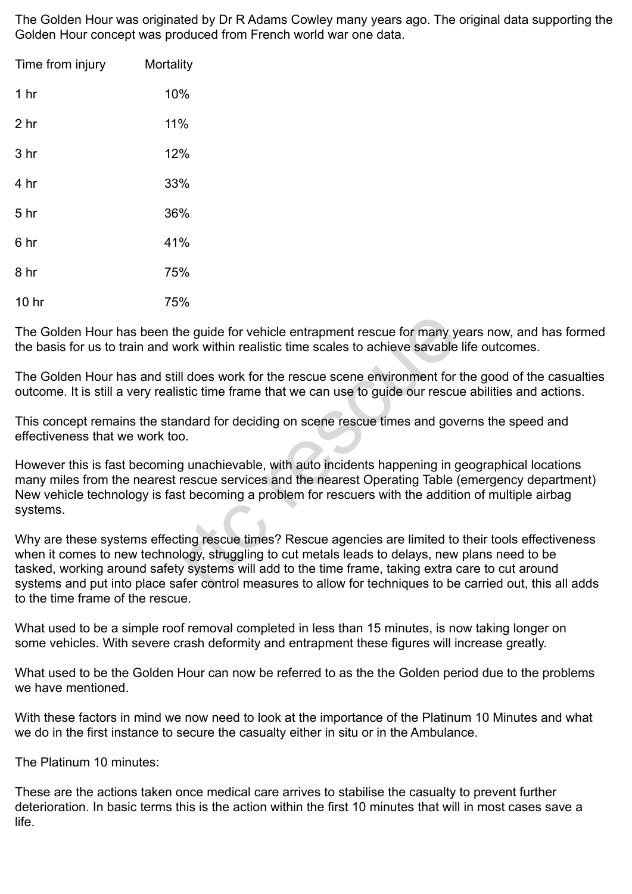The Golden Hour was originated by Dr R Adams Cowley many years ago. The original data supporting the Golden Hour concept was produced from French world war one data.

| Time from injury | Mortality |
|---|---|
| 1 hr | 10% |
| 2 hr | 11% |
| 3 hr | 12% |
| 4 hr | 33% |
| 5 hr | 36% |
| 6 hr | 41% |
| 8 hr | 75% |
| 10 hr | 75% |

The Golden Hour has been the guide for vehicle entrapment rescue for many years now, and has formed the basis for us to train and work within realistic time scales to achieve savable life outcomes.

The Golden Hour has and still does work for the rescue scene environment for the good of the casualties outcome. It is still a very realistic time frame that we can use to guide our rescue abilities and actions.

This concept remains the standard for deciding on scene rescue times and governs the speed and effectiveness that we work too.

However this is fast becoming unachievable, with auto incidents happening in geographical locations many miles from the nearest rescue services and the nearest Operating Table (emergency department) New vehicle technology is fast becoming a problem for rescuers with the addition of multiple airbag systems.

Why are these systems effecting rescue times? Rescue agencies are limited to their tools effectiveness when it comes to new technology, struggling to cut metals leads to delays, new plans need to be tasked, working around safety systems will add to the time frame, taking extra care to cut around systems and put into place safer control measures to allow for techniques to be carried out, this all adds to the time frame of the rescue.

What used to be a simple roof removal completed in less than 15 minutes, is now taking longer on some vehicles. With severe crash deformity and entrapment these figures will increase greatly.

What used to be the Golden Hour can now be referred to as the the Golden period due to the problems we have mentioned.

With these factors in mind we now need to look at the importance of the Platinum 10 Minutes and what we do in the first instance to secure the casualty either in situ or in the Ambulance.

The Platinum 10 minutes:

These are the actions taken once medical care arrives to stabilise the casualty to prevent further deterioration. In basic terms this is the action within the first 10 minutes that will in most cases save a life.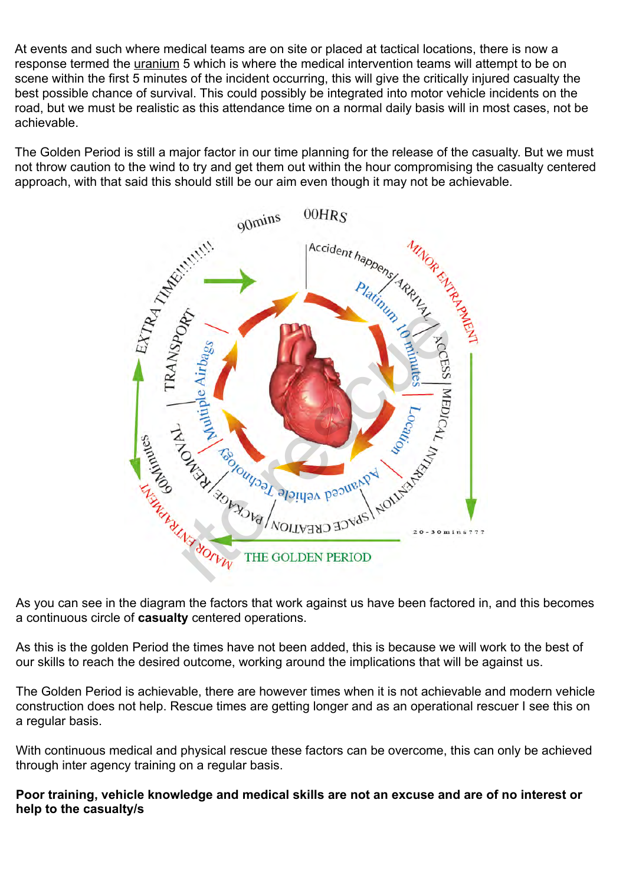At events and such where medical teams are on site or placed at tactical locations, there is now a response termed the uranium 5 which is where the medical intervention teams will attempt to be on scene within the first 5 minutes of the incident occurring, this will give the critically injured casualty the best possible chance of survival. This could possibly be integrated into motor vehicle incidents on the road, but we must be realistic as this attendance time on a normal daily basis will in most cases, not be achievable.

The Golden Period is still a major factor in our time planning for the release of the casualty. But we must not throw caution to the wind to try and get them out within the hour compromising the casualty centered approach, with that said this should still be our aim even though it may not be achievable.

90mins

00HRS

Accident happens/ARRIVAL

MINOR ENTRAPMENT

Platinum 10 minutes

ACCESS

MEDICAL INTERVENTION

Location

Advanced vehicle Technology

SPACE CREATION

PACKAGE

REMOVAL

Multiple Airbags

TRANSPORT

EXTRA TIME!!!!!!!

60Minutes

MAJOR ENTRAPMENT

20-30mins???

THE GOLDEN PERIOD

As you can see in the diagram the factors that work against us have been factored in, and this becomes a continuous circle of **casualty** centered operations.

As this is the golden Period the times have not been added, this is because we will work to the best of our skills to reach the desired outcome, working around the implications that will be against us.

The Golden Period is achievable, there are however times when it is not achievable and modern vehicle construction does not help. Rescue times are getting longer and as an operational rescuer I see this on a regular basis.

With continuous medical and physical rescue these factors can be overcome, this can only be achieved through inter agency training on a regular basis.

**Poor training, vehicle knowledge and medical skills are not an excuse and are of no interest or help to the casualty/s**